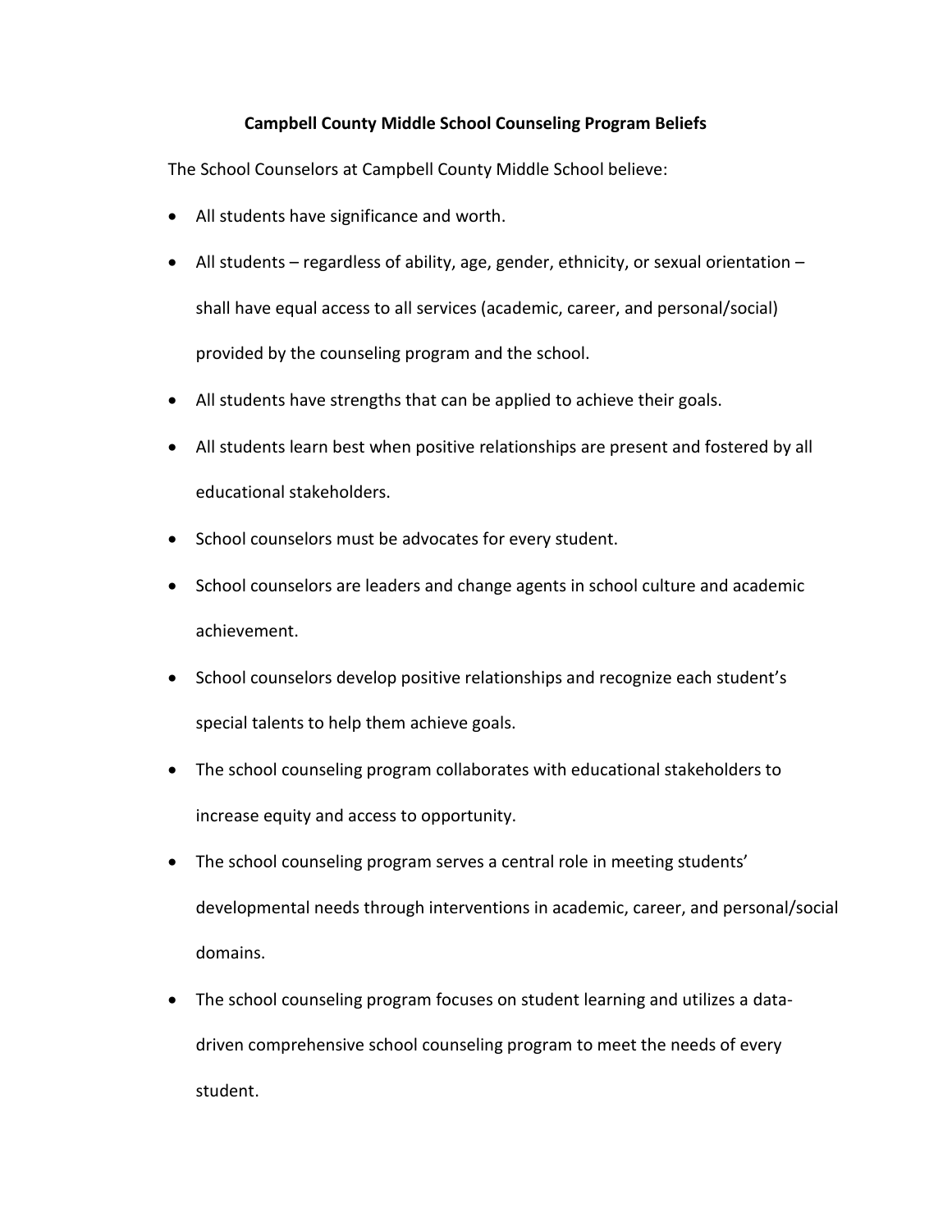# Campbell County Middle School Counseling Program Beliefs

The School Counselors at Campbell County Middle School believe:

- All students have significance and worth.
- All students – regardless of ability, age, gender, ethnicity, or sexual orientation – shall have equal access to all services (academic, career, and personal/social) provided by the counseling program and the school.
- All students have strengths that can be applied to achieve their goals.
- All students learn best when positive relationships are present and fostered by all educational stakeholders.
- School counselors must be advocates for every student.
- School counselors are leaders and change agents in school culture and academic achievement.
- School counselors develop positive relationships and recognize each student's special talents to help them achieve goals.
- The school counseling program collaborates with educational stakeholders to increase equity and access to opportunity.
- The school counseling program serves a central role in meeting students' developmental needs through interventions in academic, career, and personal/social domains.
- The school counseling program focuses on student learning and utilizes a data-driven comprehensive school counseling program to meet the needs of every student.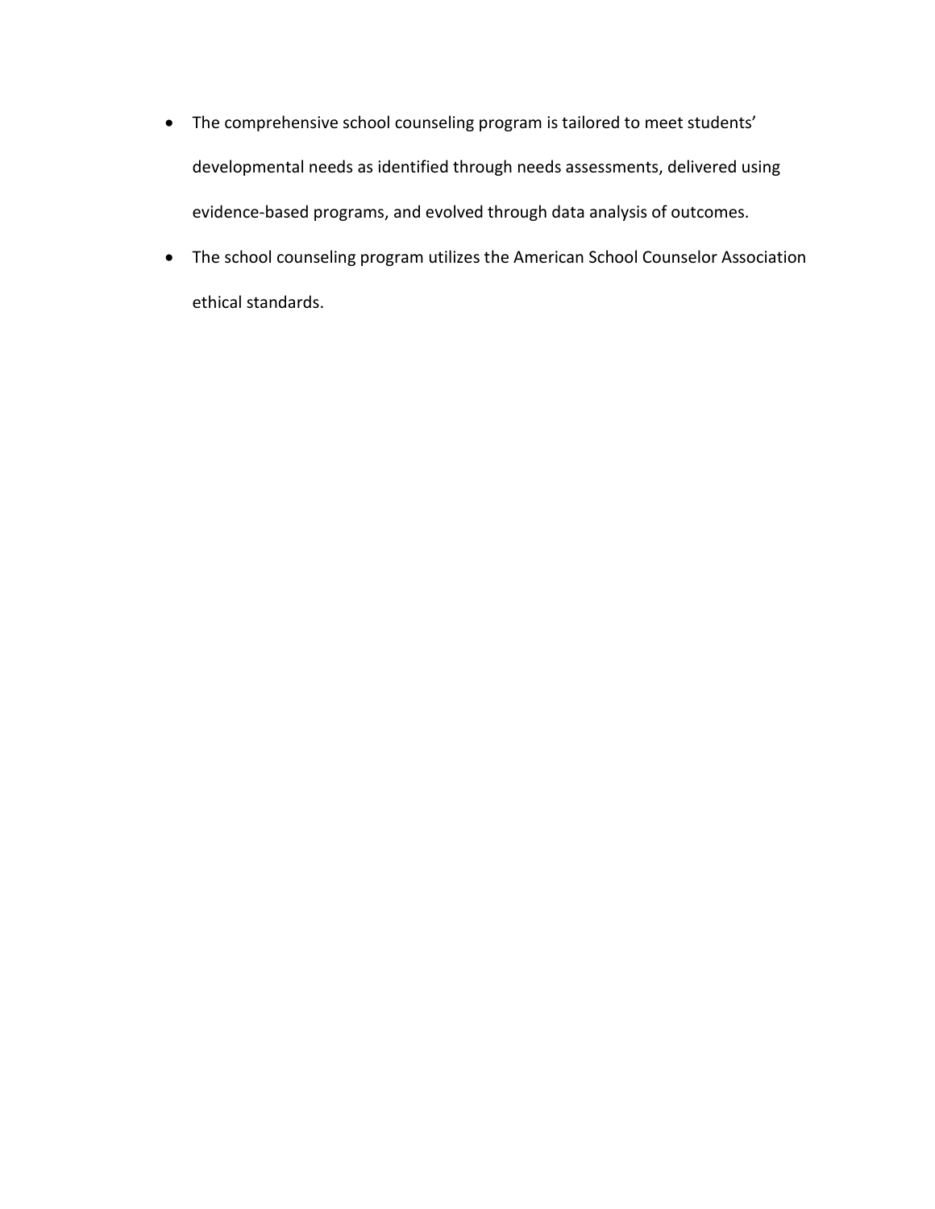- The comprehensive school counseling program is tailored to meet students' developmental needs as identified through needs assessments, delivered using evidence-based programs, and evolved through data analysis of outcomes.
- The school counseling program utilizes the American School Counselor Association ethical standards.